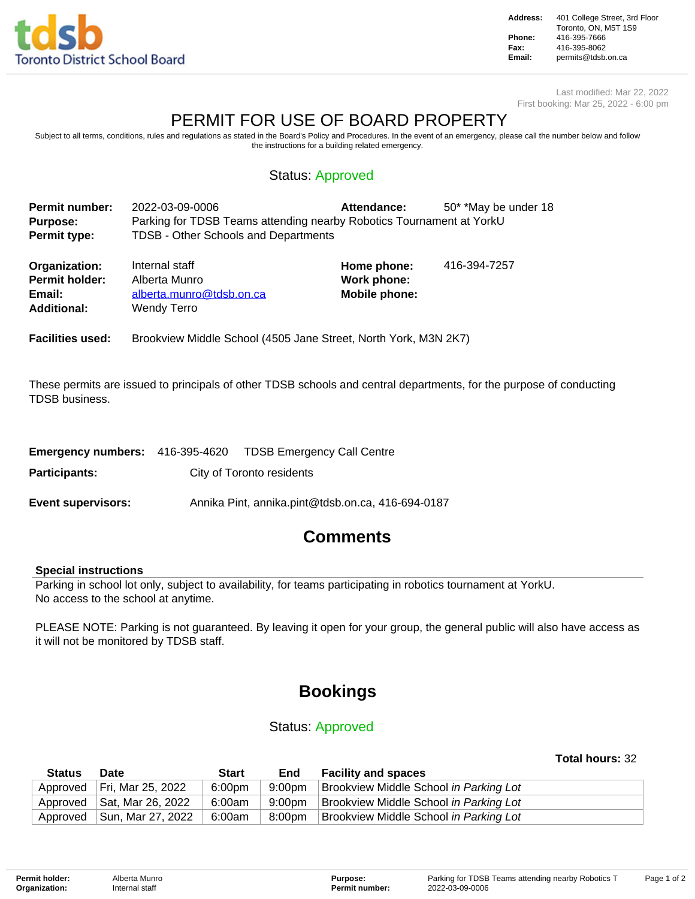Toronto District School Board

**Address:** 401 College Street, 3rd Floor Toronto, ON, M5T 1S9
**Phone:** 416-395-7666
**Fax:** 416-395-8062
**Email:** permits@tdsb.on.ca

Last modified: Mar 22, 2022
First booking: Mar 25, 2022 - 6:00 pm

# PERMIT FOR USE OF BOARD PROPERTY

Subject to all terms, conditions, rules and regulations as stated in the Board's Policy and Procedures. In the event of an emergency, please call the number below and follow the instructions for a building related emergency.

Status: Approved

**Permit number:** 2022-03-09-0006
**Attendance:** 50* *May be under 18
**Purpose:** Parking for TDSB Teams attending nearby Robotics Tournament at YorkU
**Permit type:** TDSB - Other Schools and Departments

**Organization:** Internal staff
**Permit holder:** Alberta Munro
**Email:** alberta.munro@tdsb.on.ca
**Additional:** Wendy Terro
**Home phone:** 416-394-7257
**Work phone:**
**Mobile phone:**

**Facilities used:** Brookview Middle School (4505 Jane Street, North York, M3N 2K7)

These permits are issued to principals of other TDSB schools and central departments, for the purpose of conducting TDSB business.

**Emergency numbers:** 416-395-4620 TDSB Emergency Call Centre

**Participants:** City of Toronto residents

**Event supervisors:** Annika Pint, annika.pint@tdsb.on.ca, 416-694-0187

## Comments

### Special instructions

Parking in school lot only, subject to availability, for teams participating in robotics tournament at YorkU.
No access to the school at anytime.

PLEASE NOTE: Parking is not guaranteed. By leaving it open for your group, the general public will also have access as it will not be monitored by TDSB staff.

## Bookings

Status: Approved

**Total hours:** 32

| Status | Date | Start | End | Facility and spaces |
|---|---|---|---|---|
| Approved | Fri, Mar 25, 2022 | 6:00pm | 9:00pm | Brookview Middle School *in Parking Lot* |
| Approved | Sat, Mar 26, 2022 | 6:00am | 9:00pm | Brookview Middle School *in Parking Lot* |
| Approved | Sun, Mar 27, 2022 | 6:00am | 8:00pm | Brookview Middle School *in Parking Lot* |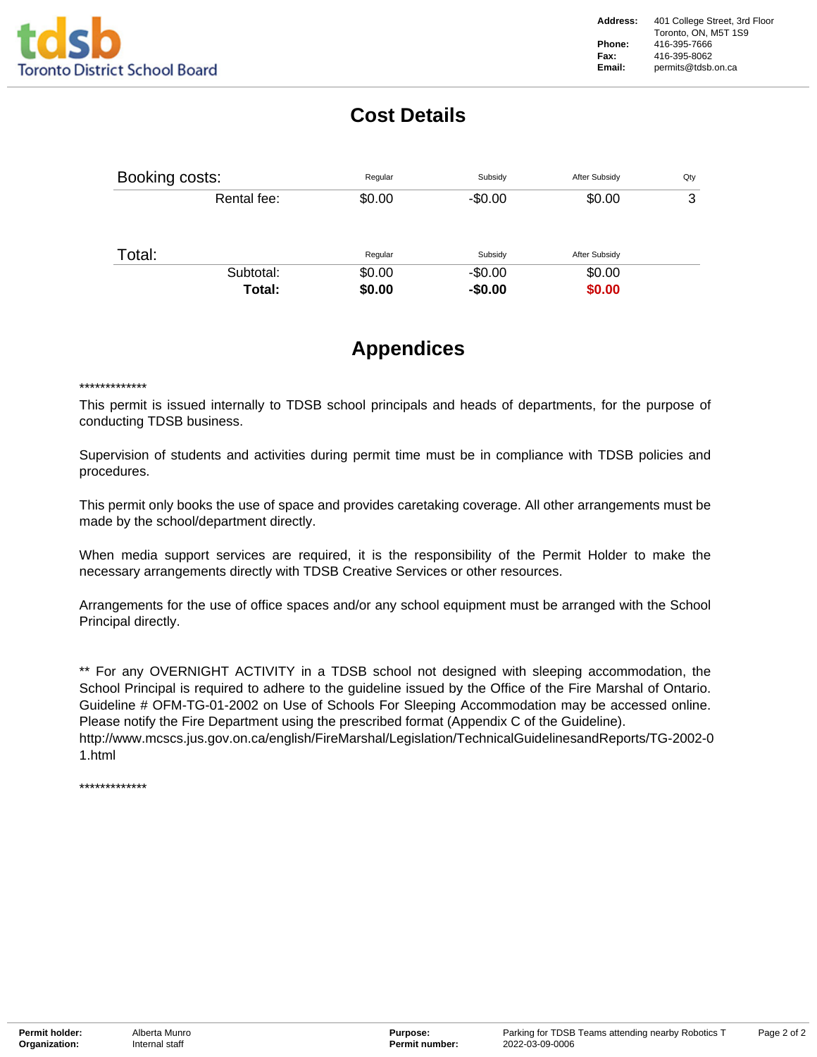## Cost Details

| Booking costs: | Regular | Subsidy | After Subsidy | Qty |
|---|---|---|---|---|
| Rental fee: | $0.00 | -$0.00 | $0.00 | 3 |

| Total: | Regular | Subsidy | After Subsidy |
|---|---|---|---|
| Subtotal: | $0.00 | -$0.00 | $0.00 |
| **Total:** | **$0.00** | **-$0.00** | **$0.00** |

## Appendices

*************

This permit is issued internally to TDSB school principals and heads of departments, for the purpose of conducting TDSB business.

Supervision of students and activities during permit time must be in compliance with TDSB policies and procedures.

This permit only books the use of space and provides caretaking coverage. All other arrangements must be made by the school/department directly.

When media support services are required, it is the responsibility of the Permit Holder to make the necessary arrangements directly with TDSB Creative Services or other resources.

Arrangements for the use of office spaces and/or any school equipment must be arranged with the School Principal directly.

** For any OVERNIGHT ACTIVITY in a TDSB school not designed with sleeping accommodation, the School Principal is required to adhere to the guideline issued by the Office of the Fire Marshal of Ontario. Guideline # OFM-TG-01-2002 on Use of Schools For Sleeping Accommodation may be accessed online. Please notify the Fire Department using the prescribed format (Appendix C of the Guideline).
http://www.mcscs.jus.gov.on.ca/english/FireMarshal/Legislation/TechnicalGuidelinesandReports/TG-2002-01.html

*************